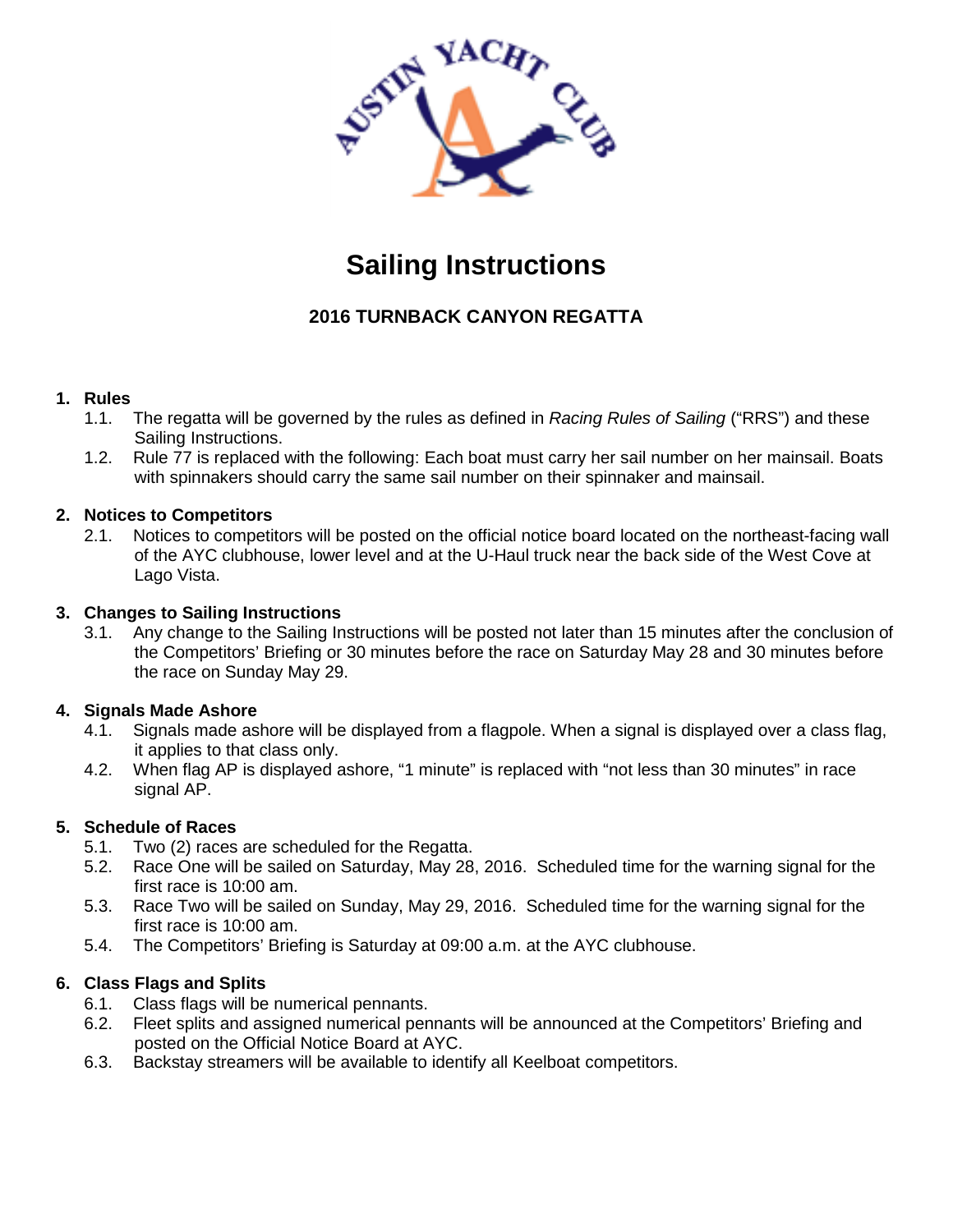# Sailing Instructions

## 2016 TURNBACK CANYON REGATTA

**1. Rules**

1.1. The regatta will be governed by the rules as defined in *Racing Rules of Sailing* ("RRS") and these Sailing Instructions.

1.2. Rule 77 is replaced with the following: Each boat must carry her sail number on her mainsail. Boats with spinnakers should carry the same sail number on their spinnaker and mainsail.

**2. Notices to Competitors**

2.1. Notices to competitors will be posted on the official notice board located on the northeast-facing wall of the AYC clubhouse, lower level and at the U-Haul truck near the back side of the West Cove at Lago Vista.

**3. Changes to Sailing Instructions**

3.1. Any change to the Sailing Instructions will be posted not later than 15 minutes after the conclusion of the Competitors' Briefing or 30 minutes before the race on Saturday May 28 and 30 minutes before the race on Sunday May 29.

**4. Signals Made Ashore**

4.1. Signals made ashore will be displayed from a flagpole. When a signal is displayed over a class flag, it applies to that class only.

4.2. When flag AP is displayed ashore, "1 minute" is replaced with "not less than 30 minutes" in race signal AP.

**5. Schedule of Races**

5.1. Two (2) races are scheduled for the Regatta.

5.2. Race One will be sailed on Saturday, May 28, 2016. Scheduled time for the warning signal for the first race is 10:00 am.

5.3. Race Two will be sailed on Sunday, May 29, 2016. Scheduled time for the warning signal for the first race is 10:00 am.

5.4. The Competitors' Briefing is Saturday at 09:00 a.m. at the AYC clubhouse.

**6. Class Flags and Splits**

6.1. Class flags will be numerical pennants.

6.2. Fleet splits and assigned numerical pennants will be announced at the Competitors' Briefing and posted on the Official Notice Board at AYC.

6.3. Backstay streamers will be available to identify all Keelboat competitors.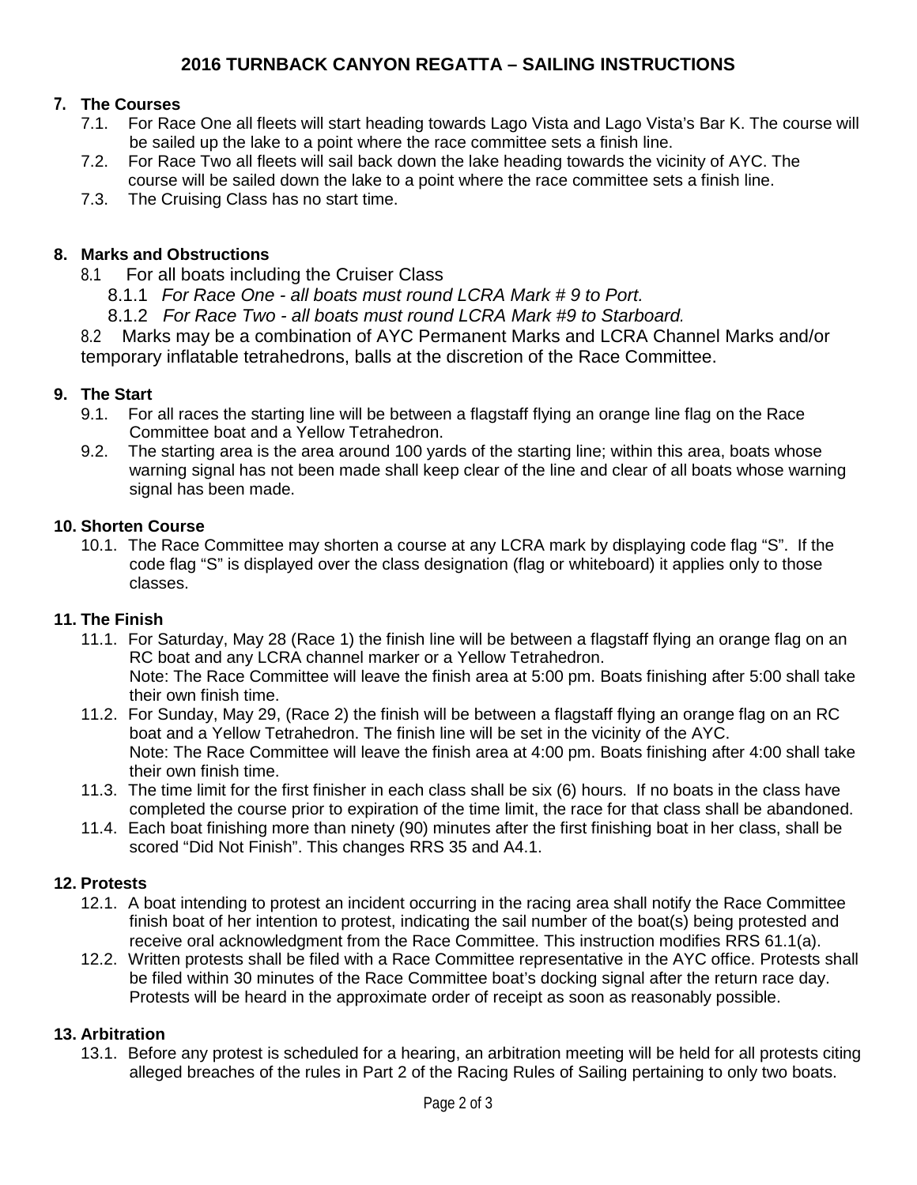# 2016 TURNBACK CANYON REGATTA – SAILING INSTRUCTIONS

## 7. The Courses

7.1. For Race One all fleets will start heading towards Lago Vista and Lago Vista's Bar K. The course will be sailed up the lake to a point where the race committee sets a finish line.

7.2. For Race Two all fleets will sail back down the lake heading towards the vicinity of AYC. The course will be sailed down the lake to a point where the race committee sets a finish line.

7.3. The Cruising Class has no start time.

## 8. Marks and Obstructions

8.1 For all boats including the Cruiser Class

8.1.1 *For Race One - all boats must round LCRA Mark # 9 to Port.*

8.1.2 *For Race Two - all boats must round LCRA Mark #9 to Starboard.*

8.2 Marks may be a combination of AYC Permanent Marks and LCRA Channel Marks and/or temporary inflatable tetrahedrons, balls at the discretion of the Race Committee.

## 9. The Start

9.1. For all races the starting line will be between a flagstaff flying an orange line flag on the Race Committee boat and a Yellow Tetrahedron.

9.2. The starting area is the area around 100 yards of the starting line; within this area, boats whose warning signal has not been made shall keep clear of the line and clear of all boats whose warning signal has been made.

## 10. Shorten Course

10.1. The Race Committee may shorten a course at any LCRA mark by displaying code flag "S". If the code flag "S" is displayed over the class designation (flag or whiteboard) it applies only to those classes.

## 11. The Finish

11.1. For Saturday, May 28 (Race 1) the finish line will be between a flagstaff flying an orange flag on an RC boat and any LCRA channel marker or a Yellow Tetrahedron.
Note: The Race Committee will leave the finish area at 5:00 pm. Boats finishing after 5:00 shall take their own finish time.

11.2. For Sunday, May 29, (Race 2) the finish will be between a flagstaff flying an orange flag on an RC boat and a Yellow Tetrahedron. The finish line will be set in the vicinity of the AYC.
Note: The Race Committee will leave the finish area at 4:00 pm. Boats finishing after 4:00 shall take their own finish time.

11.3. The time limit for the first finisher in each class shall be six (6) hours. If no boats in the class have completed the course prior to expiration of the time limit, the race for that class shall be abandoned.

11.4. Each boat finishing more than ninety (90) minutes after the first finishing boat in her class, shall be scored "Did Not Finish". This changes RRS 35 and A4.1.

## 12. Protests

12.1. A boat intending to protest an incident occurring in the racing area shall notify the Race Committee finish boat of her intention to protest, indicating the sail number of the boat(s) being protested and receive oral acknowledgment from the Race Committee. This instruction modifies RRS 61.1(a).

12.2. Written protests shall be filed with a Race Committee representative in the AYC office. Protests shall be filed within 30 minutes of the Race Committee boat's docking signal after the return race day. Protests will be heard in the approximate order of receipt as soon as reasonably possible.

## 13. Arbitration

13.1. Before any protest is scheduled for a hearing, an arbitration meeting will be held for all protests citing alleged breaches of the rules in Part 2 of the Racing Rules of Sailing pertaining to only two boats.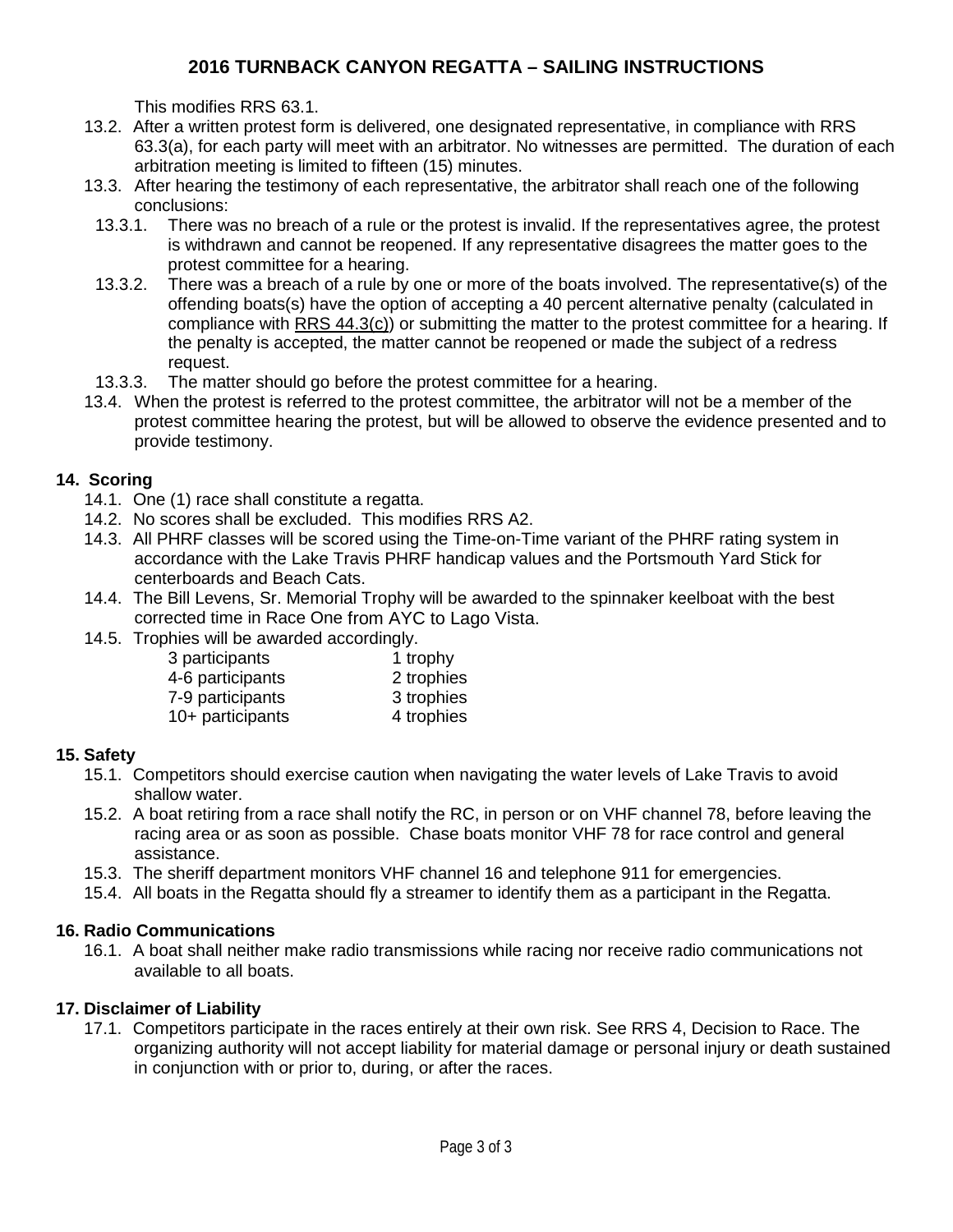This modifies RRS 63.1.

13.2. After a written protest form is delivered, one designated representative, in compliance with RRS 63.3(a), for each party will meet with an arbitrator. No witnesses are permitted. The duration of each arbitration meeting is limited to fifteen (15) minutes.

13.3. After hearing the testimony of each representative, the arbitrator shall reach one of the following conclusions:

13.3.1. There was no breach of a rule or the protest is invalid. If the representatives agree, the protest is withdrawn and cannot be reopened. If any representative disagrees the matter goes to the protest committee for a hearing.

13.3.2. There was a breach of a rule by one or more of the boats involved. The representative(s) of the offending boats(s) have the option of accepting a 40 percent alternative penalty (calculated in compliance with RRS 44.3(c)) or submitting the matter to the protest committee for a hearing. If the penalty is accepted, the matter cannot be reopened or made the subject of a redress request.

13.3.3. The matter should go before the protest committee for a hearing.

13.4. When the protest is referred to the protest committee, the arbitrator will not be a member of the protest committee hearing the protest, but will be allowed to observe the evidence presented and to provide testimony.

## 14. Scoring

14.1. One (1) race shall constitute a regatta.

14.2. No scores shall be excluded. This modifies RRS A2.

14.3. All PHRF classes will be scored using the Time-on-Time variant of the PHRF rating system in accordance with the Lake Travis PHRF handicap values and the Portsmouth Yard Stick for centerboards and Beach Cats.

14.4. The Bill Levens, Sr. Memorial Trophy will be awarded to the spinnaker keelboat with the best corrected time in Race One from AYC to Lago Vista.

14.5. Trophies will be awarded accordingly.

| | |
|---|---|
| 3 participants | 1 trophy |
| 4-6 participants | 2 trophies |
| 7-9 participants | 3 trophies |
| 10+ participants | 4 trophies |

## 15. Safety

15.1. Competitors should exercise caution when navigating the water levels of Lake Travis to avoid shallow water.

15.2. A boat retiring from a race shall notify the RC, in person or on VHF channel 78, before leaving the racing area or as soon as possible. Chase boats monitor VHF 78 for race control and general assistance.

15.3. The sheriff department monitors VHF channel 16 and telephone 911 for emergencies.

15.4. All boats in the Regatta should fly a streamer to identify them as a participant in the Regatta.

## 16. Radio Communications

16.1. A boat shall neither make radio transmissions while racing nor receive radio communications not available to all boats.

## 17. Disclaimer of Liability

17.1. Competitors participate in the races entirely at their own risk. See RRS 4, Decision to Race. The organizing authority will not accept liability for material damage or personal injury or death sustained in conjunction with or prior to, during, or after the races.